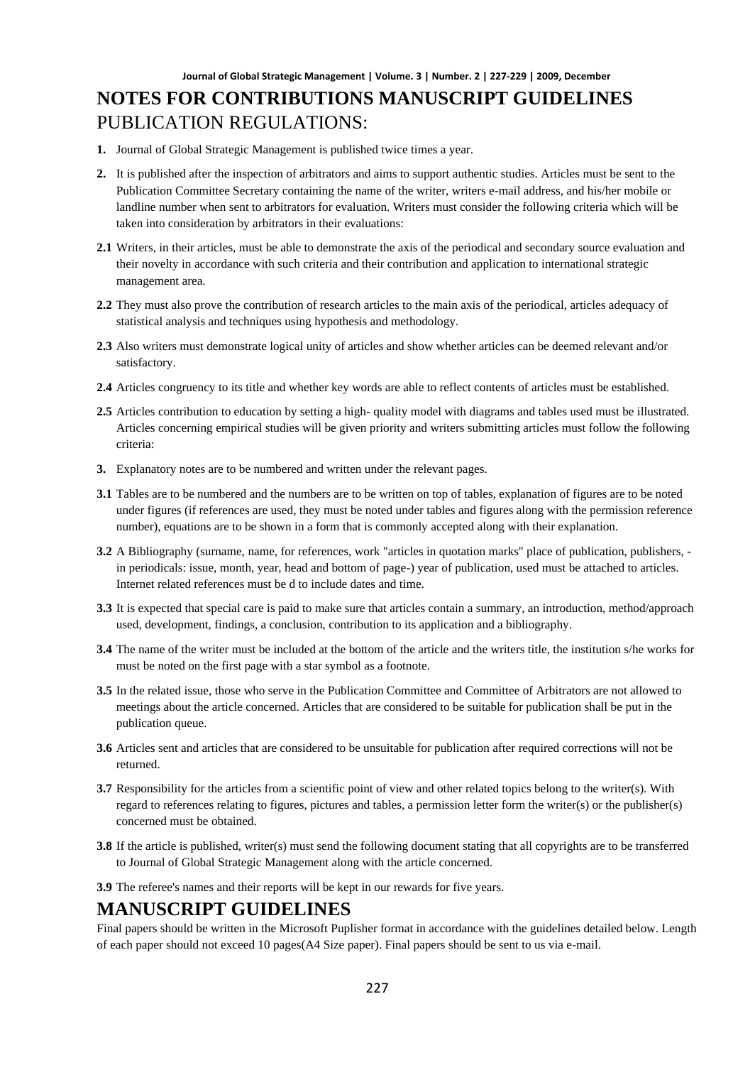# NOTES FOR CONTRIBUTIONS MANUSCRIPT GUIDELINES

## PUBLICATION REGULATIONS:

**1.** Journal of Global Strategic Management is published twice times a year.

**2.** It is published after the inspection of arbitrators and aims to support authentic studies. Articles must be sent to the Publication Committee Secretary containing the name of the writer, writers e-mail address, and his/her mobile or landline number when sent to arbitrators for evaluation. Writers must consider the following criteria which will be taken into consideration by arbitrators in their evaluations:

**2.1** Writers, in their articles, must be able to demonstrate the axis of the periodical and secondary source evaluation and their novelty in accordance with such criteria and their contribution and application to international strategic management area.

**2.2** They must also prove the contribution of research articles to the main axis of the periodical, articles adequacy of statistical analysis and techniques using hypothesis and methodology.

**2.3** Also writers must demonstrate logical unity of articles and show whether articles can be deemed relevant and/or satisfactory.

**2.4** Articles congruency to its title and whether key words are able to reflect contents of articles must be established.

**2.5** Articles contribution to education by setting a high- quality model with diagrams and tables used must be illustrated. Articles concerning empirical studies will be given priority and writers submitting articles must follow the following criteria:

**3.** Explanatory notes are to be numbered and written under the relevant pages.

**3.1** Tables are to be numbered and the numbers are to be written on top of tables, explanation of figures are to be noted under figures (if references are used, they must be noted under tables and figures along with the permission reference number), equations are to be shown in a form that is commonly accepted along with their explanation.

**3.2** A Bibliography (surname, name, for references, work "articles in quotation marks" place of publication, publishers, -in periodicals: issue, month, year, head and bottom of page-) year of publication, used must be attached to articles. Internet related references must be d to include dates and time.

**3.3** It is expected that special care is paid to make sure that articles contain a summary, an introduction, method/approach used, development, findings, a conclusion, contribution to its application and a bibliography.

**3.4** The name of the writer must be included at the bottom of the article and the writers title, the institution s/he works for must be noted on the first page with a star symbol as a footnote.

**3.5** In the related issue, those who serve in the Publication Committee and Committee of Arbitrators are not allowed to meetings about the article concerned. Articles that are considered to be suitable for publication shall be put in the publication queue.

**3.6** Articles sent and articles that are considered to be unsuitable for publication after required corrections will not be returned.

**3.7** Responsibility for the articles from a scientific point of view and other related topics belong to the writer(s). With regard to references relating to figures, pictures and tables, a permission letter form the writer(s) or the publisher(s) concerned must be obtained.

**3.8** If the article is published, writer(s) must send the following document stating that all copyrights are to be transferred to Journal of Global Strategic Management along with the article concerned.

**3.9** The referee's names and their reports will be kept in our rewards for five years.

# MANUSCRIPT GUIDELINES

Final papers should be written in the Microsoft Puplisher format in accordance with the guidelines detailed below. Length of each paper should not exceed 10 pages(A4 Size paper). Final papers should be sent to us via e-mail.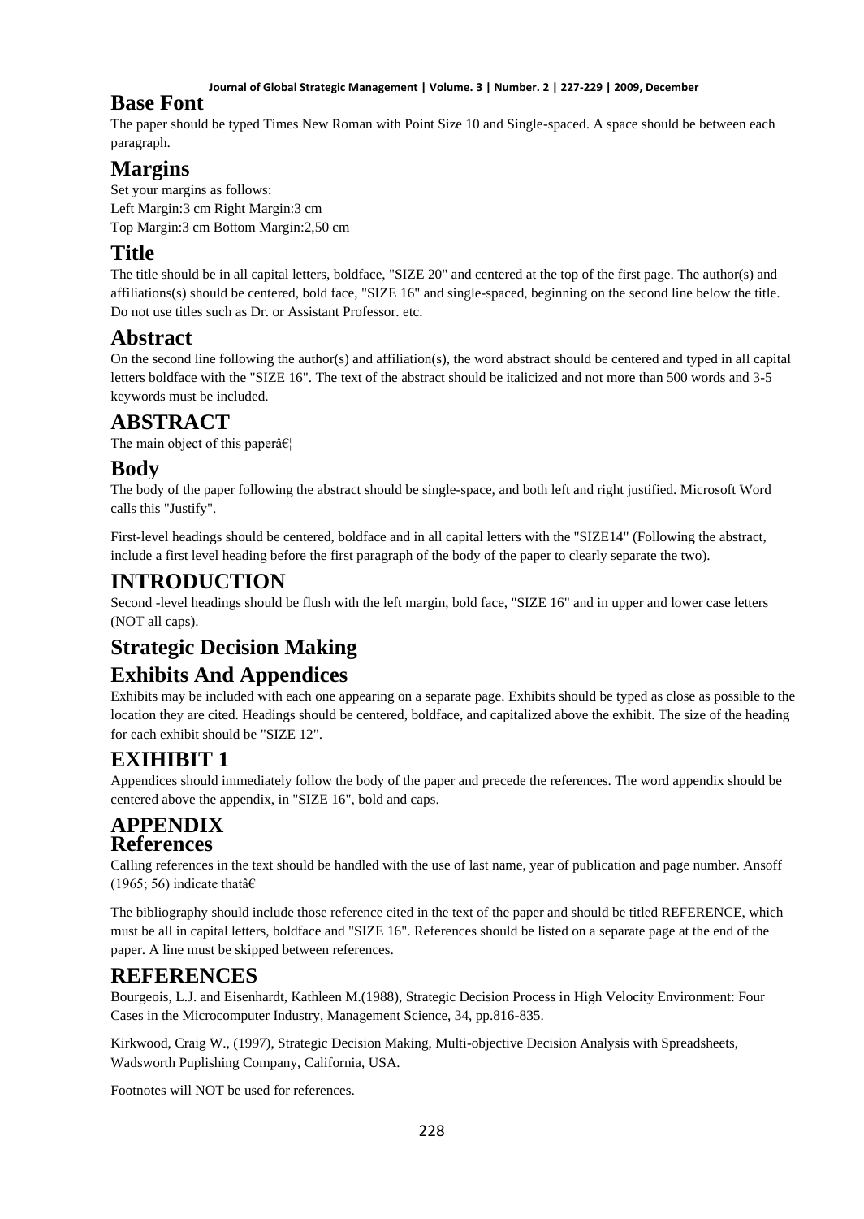## Base Font

The paper should be typed Times New Roman with Point Size 10 and Single-spaced. A space should be between each paragraph.

## Margins

Set your margins as follows:
Left Margin:3 cm Right Margin:3 cm
Top Margin:3 cm Bottom Margin:2,50 cm

## Title

The title should be in all capital letters, boldface, "SIZE 20" and centered at the top of the first page. The author(s) and affiliations(s) should be centered, bold face, "SIZE 16" and single-spaced, beginning on the second line below the title. Do not use titles such as Dr. or Assistant Professor. etc.

## Abstract

On the second line following the author(s) and affiliation(s), the word abstract should be centered and typed in all capital letters boldface with the "SIZE 16". The text of the abstract should be italicized and not more than 500 words and 3-5 keywords must be included.

## ABSTRACT

The main object of this paperâ€¦

## Body

The body of the paper following the abstract should be single-space, and both left and right justified. Microsoft Word calls this "Justify".

First-level headings should be centered, boldface and in all capital letters with the "SIZE14" (Following the abstract, include a first level heading before the first paragraph of the body of the paper to clearly separate the two).

## INTRODUCTION

Second -level headings should be flush with the left margin, bold face, "SIZE 16" and in upper and lower case letters (NOT all caps).

## Strategic Decision Making

## Exhibits And Appendices

Exhibits may be included with each one appearing on a separate page. Exhibits should be typed as close as possible to the location they are cited. Headings should be centered, boldface, and capitalized above the exhibit. The size of the heading for each exhibit should be "SIZE 12".

## EXIHIBIT 1

Appendices should immediately follow the body of the paper and precede the references. The word appendix should be centered above the appendix, in "SIZE 16", bold and caps.

## APPENDIX

## References

Calling references in the text should be handled with the use of last name, year of publication and page number. Ansoff (1965; 56) indicate thatâ€¦

The bibliography should include those reference cited in the text of the paper and should be titled REFERENCE, which must be all in capital letters, boldface and "SIZE 16". References should be listed on a separate page at the end of the paper. A line must be skipped between references.

## REFERENCES

Bourgeois, L.J. and Eisenhardt, Kathleen M.(1988), Strategic Decision Process in High Velocity Environment: Four Cases in the Microcomputer Industry, Management Science, 34, pp.816-835.

Kirkwood, Craig W., (1997), Strategic Decision Making, Multi-objective Decision Analysis with Spreadsheets, Wadsworth Puplishing Company, California, USA.

Footnotes will NOT be used for references.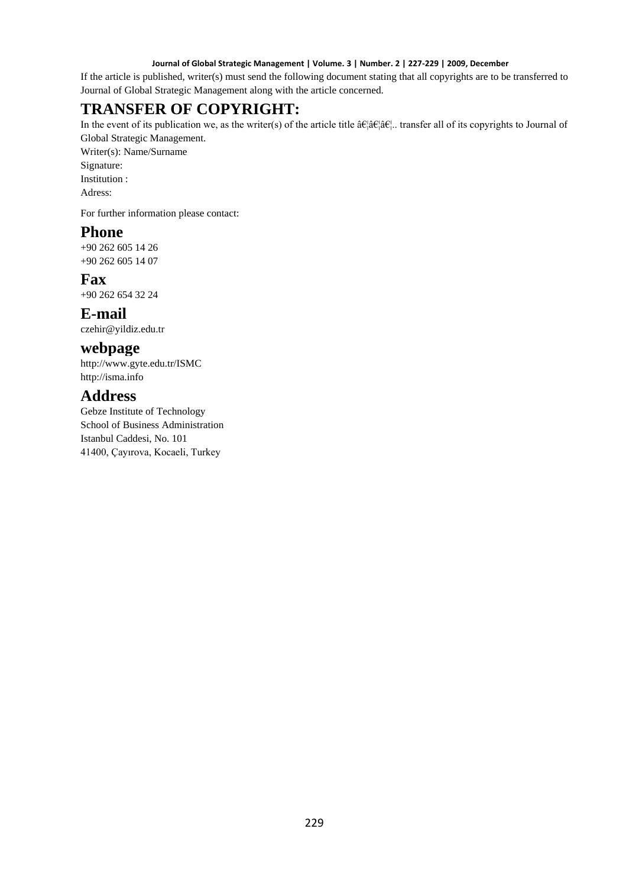If the article is published, writer(s) must send the following document stating that all copyrights are to be transferred to Journal of Global Strategic Management along with the article concerned.

## TRANSFER OF COPYRIGHT:

In the event of its publication we, as the writer(s) of the article title â€¦â€¦.. transfer all of its copyrights to Journal of Global Strategic Management.

Writer(s): Name/Surname

Signature:

Institution :

Adress:

For further information please contact:

### Phone

+90 262 605 14 26

+90 262 605 14 07

### Fax

+90 262 654 32 24

### E-mail

czehir@yildiz.edu.tr

### webpage

http://www.gyte.edu.tr/ISMC

http://isma.info

### Address

Gebze Institute of Technology

School of Business Administration

Istanbul Caddesi, No. 101

41400, Çayırova, Kocaeli, Turkey